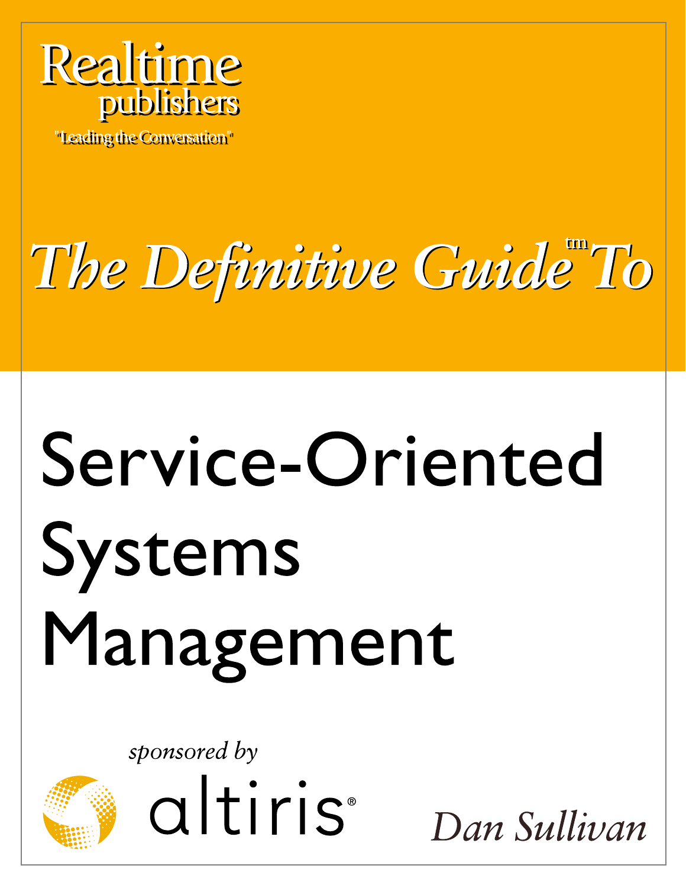Realtime publishers

"Leading the Conversation"

# *The Definitive Guide™ To*

# Service-Oriented Systems Management

*sponsored by*

altiris®

*Dan Sullivan*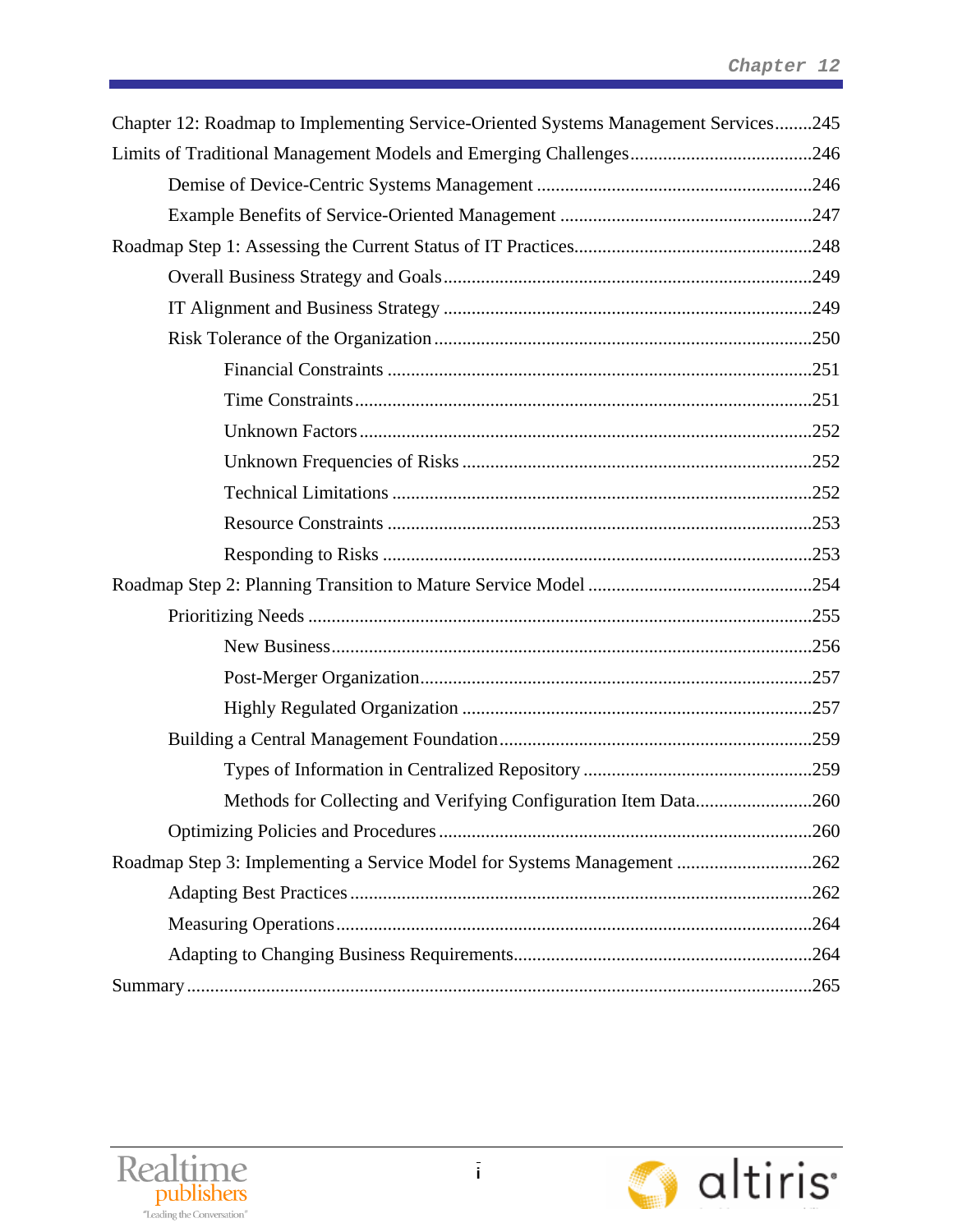Chapter 12: Roadmap to Implementing Service-Oriented Systems Management Services........245

Limits of Traditional Management Models and Emerging Challenges.......................................246

- Demise of Device-Centric Systems Management ...........................................................246
- Example Benefits of Service-Oriented Management ......................................................247

Roadmap Step 1: Assessing the Current Status of IT Practices..................................................248

- Overall Business Strategy and Goals...............................................................................249
- IT Alignment and Business Strategy ...............................................................................249
- Risk Tolerance of the Organization.................................................................................250
  - Financial Constraints ...........................................................................................251
  - Time Constraints..................................................................................................251
  - Unknown Factors.................................................................................................252
  - Unknown Frequencies of Risks ...........................................................................252
  - Technical Limitations ..........................................................................................252
  - Resource Constraints ...........................................................................................253
  - Responding to Risks ............................................................................................253

Roadmap Step 2: Planning Transition to Mature Service Model ................................................254

- Prioritizing Needs ............................................................................................................255
  - New Business.......................................................................................................256
  - Post-Merger Organization....................................................................................257
  - Highly Regulated Organization ...........................................................................257
- Building a Central Management Foundation...................................................................259
  - Types of Information in Centralized Repository .................................................259
  - Methods for Collecting and Verifying Configuration Item Data.........................260
- Optimizing Policies and Procedures................................................................................260

Roadmap Step 3: Implementing a Service Model for Systems Management .............................262

- Adapting Best Practices...................................................................................................262
- Measuring Operations......................................................................................................264
- Adapting to Changing Business Requirements................................................................264

Summary......................................................................................................................................265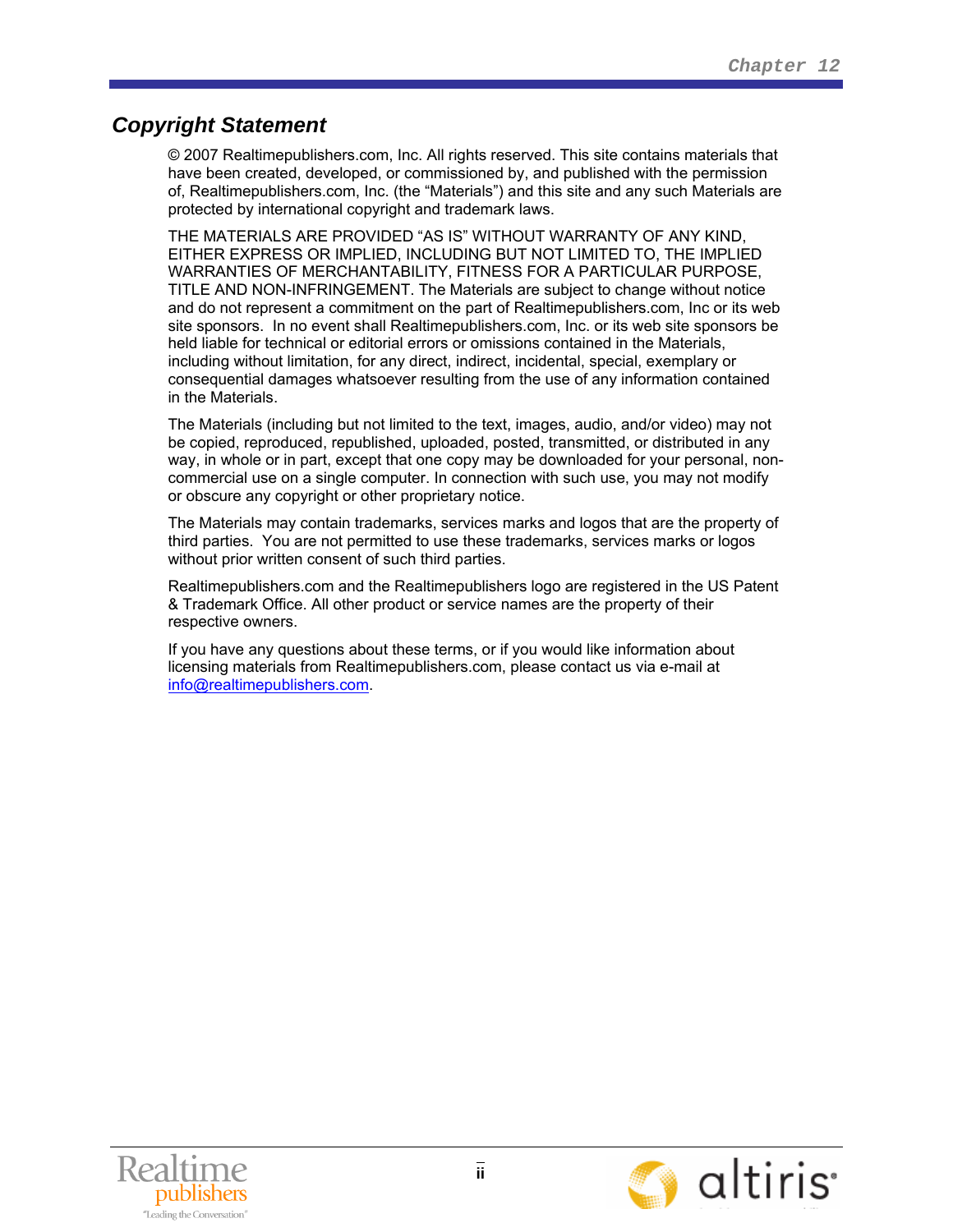## *Copyright Statement*

© 2007 Realtimepublishers.com, Inc. All rights reserved. This site contains materials that have been created, developed, or commissioned by, and published with the permission of, Realtimepublishers.com, Inc. (the "Materials") and this site and any such Materials are protected by international copyright and trademark laws.

THE MATERIALS ARE PROVIDED "AS IS" WITHOUT WARRANTY OF ANY KIND, EITHER EXPRESS OR IMPLIED, INCLUDING BUT NOT LIMITED TO, THE IMPLIED WARRANTIES OF MERCHANTABILITY, FITNESS FOR A PARTICULAR PURPOSE, TITLE AND NON-INFRINGEMENT. The Materials are subject to change without notice and do not represent a commitment on the part of Realtimepublishers.com, Inc or its web site sponsors. In no event shall Realtimepublishers.com, Inc. or its web site sponsors be held liable for technical or editorial errors or omissions contained in the Materials, including without limitation, for any direct, indirect, incidental, special, exemplary or consequential damages whatsoever resulting from the use of any information contained in the Materials.

The Materials (including but not limited to the text, images, audio, and/or video) may not be copied, reproduced, republished, uploaded, posted, transmitted, or distributed in any way, in whole or in part, except that one copy may be downloaded for your personal, non-commercial use on a single computer. In connection with such use, you may not modify or obscure any copyright or other proprietary notice.

The Materials may contain trademarks, services marks and logos that are the property of third parties. You are not permitted to use these trademarks, services marks or logos without prior written consent of such third parties.

Realtimepublishers.com and the Realtimepublishers logo are registered in the US Patent & Trademark Office. All other product or service names are the property of their respective owners.

If you have any questions about these terms, or if you would like information about licensing materials from Realtimepublishers.com, please contact us via e-mail at info@realtimepublishers.com.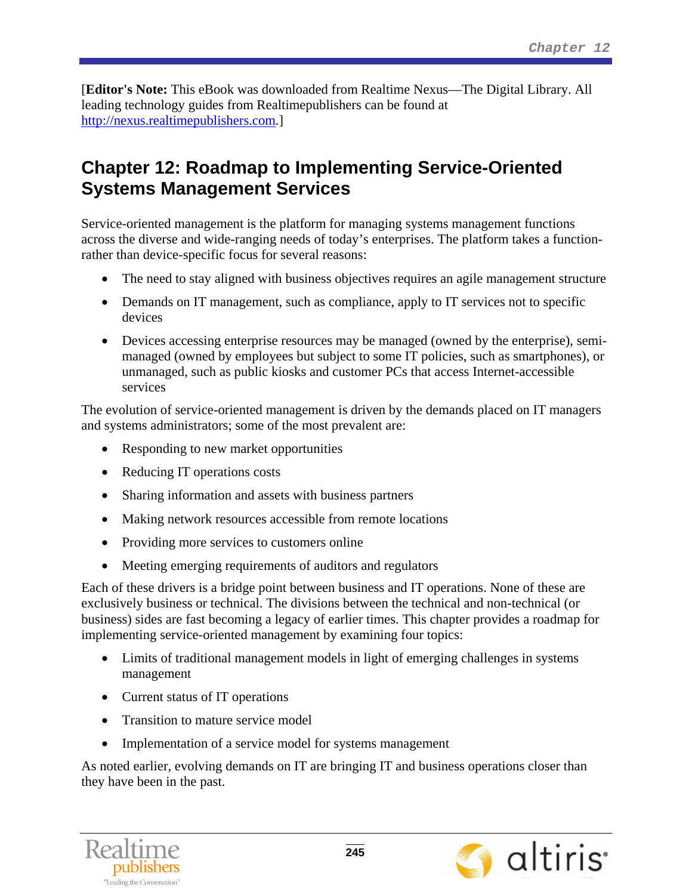[**Editor's Note:** This eBook was downloaded from Realtime Nexus—The Digital Library. All leading technology guides from Realtimepublishers can be found at http://nexus.realtimepublishers.com.]

# Chapter 12: Roadmap to Implementing Service-Oriented Systems Management Services

Service-oriented management is the platform for managing systems management functions across the diverse and wide-ranging needs of today's enterprises. The platform takes a function- rather than device-specific focus for several reasons:

- The need to stay aligned with business objectives requires an agile management structure
- Demands on IT management, such as compliance, apply to IT services not to specific devices
- Devices accessing enterprise resources may be managed (owned by the enterprise), semi-managed (owned by employees but subject to some IT policies, such as smartphones), or unmanaged, such as public kiosks and customer PCs that access Internet-accessible services

The evolution of service-oriented management is driven by the demands placed on IT managers and systems administrators; some of the most prevalent are:

- Responding to new market opportunities
- Reducing IT operations costs
- Sharing information and assets with business partners
- Making network resources accessible from remote locations
- Providing more services to customers online
- Meeting emerging requirements of auditors and regulators

Each of these drivers is a bridge point between business and IT operations. None of these are exclusively business or technical. The divisions between the technical and non-technical (or business) sides are fast becoming a legacy of earlier times. This chapter provides a roadmap for implementing service-oriented management by examining four topics:

- Limits of traditional management models in light of emerging challenges in systems management
- Current status of IT operations
- Transition to mature service model
- Implementation of a service model for systems management

As noted earlier, evolving demands on IT are bringing IT and business operations closer than they have been in the past.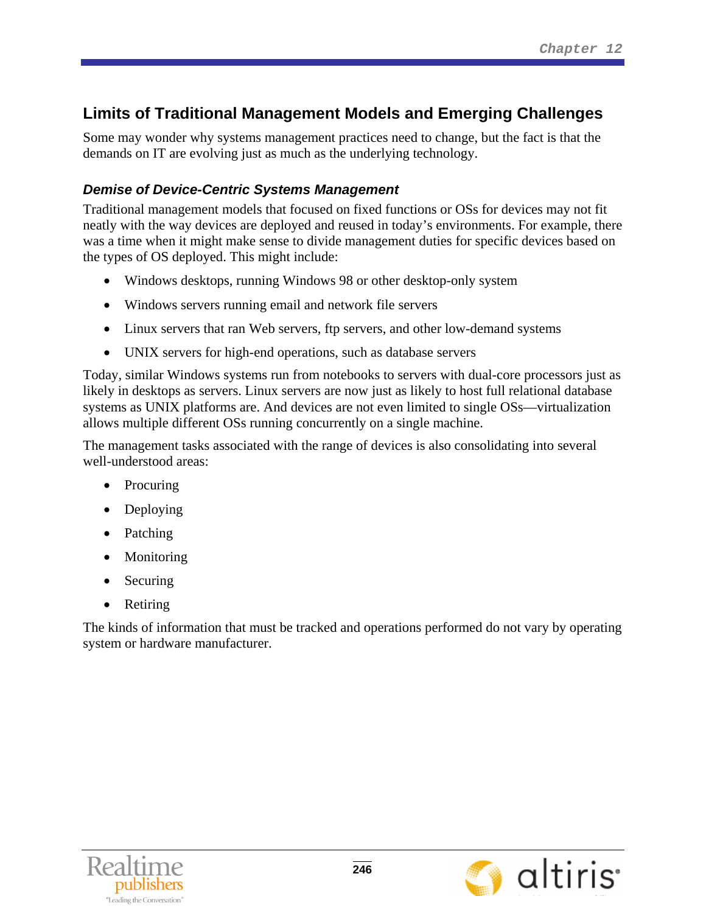## Limits of Traditional Management Models and Emerging Challenges

Some may wonder why systems management practices need to change, but the fact is that the demands on IT are evolving just as much as the underlying technology.

### *Demise of Device-Centric Systems Management*

Traditional management models that focused on fixed functions or OSs for devices may not fit neatly with the way devices are deployed and reused in today's environments. For example, there was a time when it might make sense to divide management duties for specific devices based on the types of OS deployed. This might include:

- Windows desktops, running Windows 98 or other desktop-only system
- Windows servers running email and network file servers
- Linux servers that ran Web servers, ftp servers, and other low-demand systems
- UNIX servers for high-end operations, such as database servers

Today, similar Windows systems run from notebooks to servers with dual-core processors just as likely in desktops as servers. Linux servers are now just as likely to host full relational database systems as UNIX platforms are. And devices are not even limited to single OSs—virtualization allows multiple different OSs running concurrently on a single machine.

The management tasks associated with the range of devices is also consolidating into several well-understood areas:

- Procuring
- Deploying
- Patching
- Monitoring
- Securing
- Retiring

The kinds of information that must be tracked and operations performed do not vary by operating system or hardware manufacturer.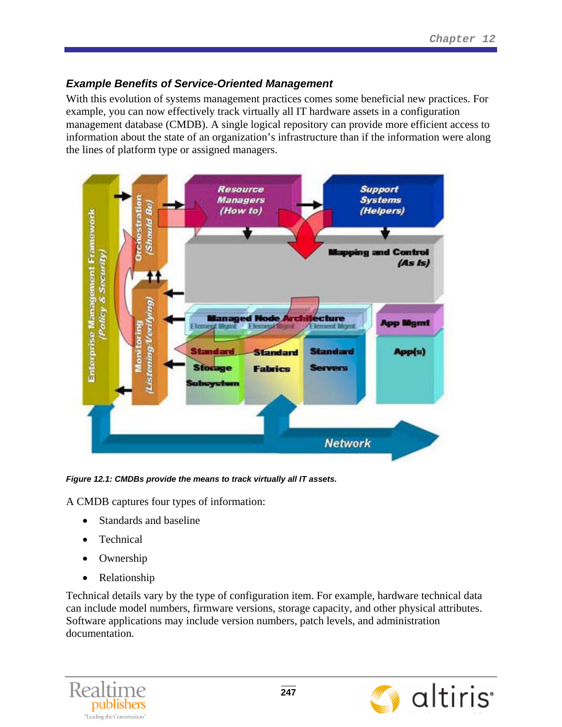### *Example Benefits of Service-Oriented Management*

With this evolution of systems management practices comes some beneficial new practices. For example, you can now effectively track virtually all IT hardware assets in a configuration management database (CMDB). A single logical repository can provide more efficient access to information about the state of an organization's infrastructure than if the information were along the lines of platform type or assigned managers.

***Figure 12.1: CMDBs provide the means to track virtually all IT assets.***

A CMDB captures four types of information:

- Standards and baseline
- Technical
- Ownership
- Relationship

Technical details vary by the type of configuration item. For example, hardware technical data can include model numbers, firmware versions, storage capacity, and other physical attributes. Software applications may include version numbers, patch levels, and administration documentation.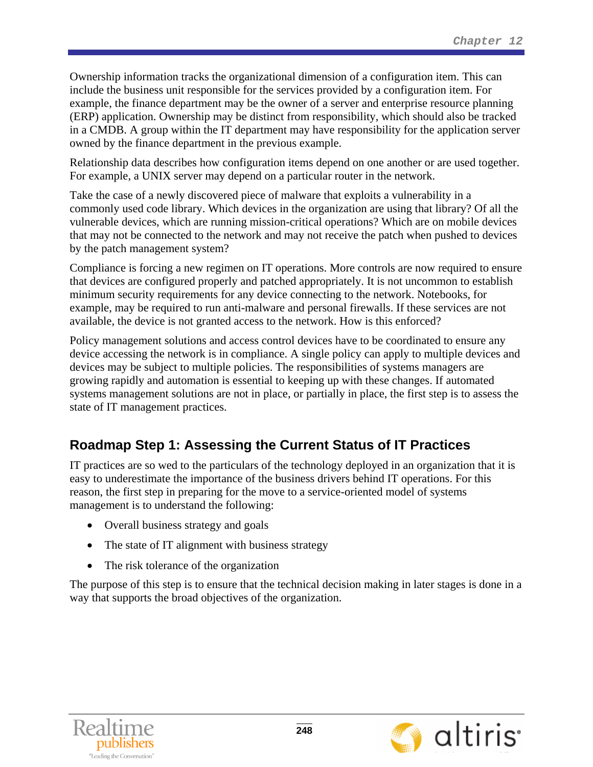Ownership information tracks the organizational dimension of a configuration item. This can include the business unit responsible for the services provided by a configuration item. For example, the finance department may be the owner of a server and enterprise resource planning (ERP) application. Ownership may be distinct from responsibility, which should also be tracked in a CMDB. A group within the IT department may have responsibility for the application server owned by the finance department in the previous example.

Relationship data describes how configuration items depend on one another or are used together. For example, a UNIX server may depend on a particular router in the network.

Take the case of a newly discovered piece of malware that exploits a vulnerability in a commonly used code library. Which devices in the organization are using that library? Of all the vulnerable devices, which are running mission-critical operations? Which are on mobile devices that may not be connected to the network and may not receive the patch when pushed to devices by the patch management system?

Compliance is forcing a new regimen on IT operations. More controls are now required to ensure that devices are configured properly and patched appropriately. It is not uncommon to establish minimum security requirements for any device connecting to the network. Notebooks, for example, may be required to run anti-malware and personal firewalls. If these services are not available, the device is not granted access to the network. How is this enforced?

Policy management solutions and access control devices have to be coordinated to ensure any device accessing the network is in compliance. A single policy can apply to multiple devices and devices may be subject to multiple policies. The responsibilities of systems managers are growing rapidly and automation is essential to keeping up with these changes. If automated systems management solutions are not in place, or partially in place, the first step is to assess the state of IT management practices.

## Roadmap Step 1: Assessing the Current Status of IT Practices

IT practices are so wed to the particulars of the technology deployed in an organization that it is easy to underestimate the importance of the business drivers behind IT operations. For this reason, the first step in preparing for the move to a service-oriented model of systems management is to understand the following:

- Overall business strategy and goals
- The state of IT alignment with business strategy
- The risk tolerance of the organization

The purpose of this step is to ensure that the technical decision making in later stages is done in a way that supports the broad objectives of the organization.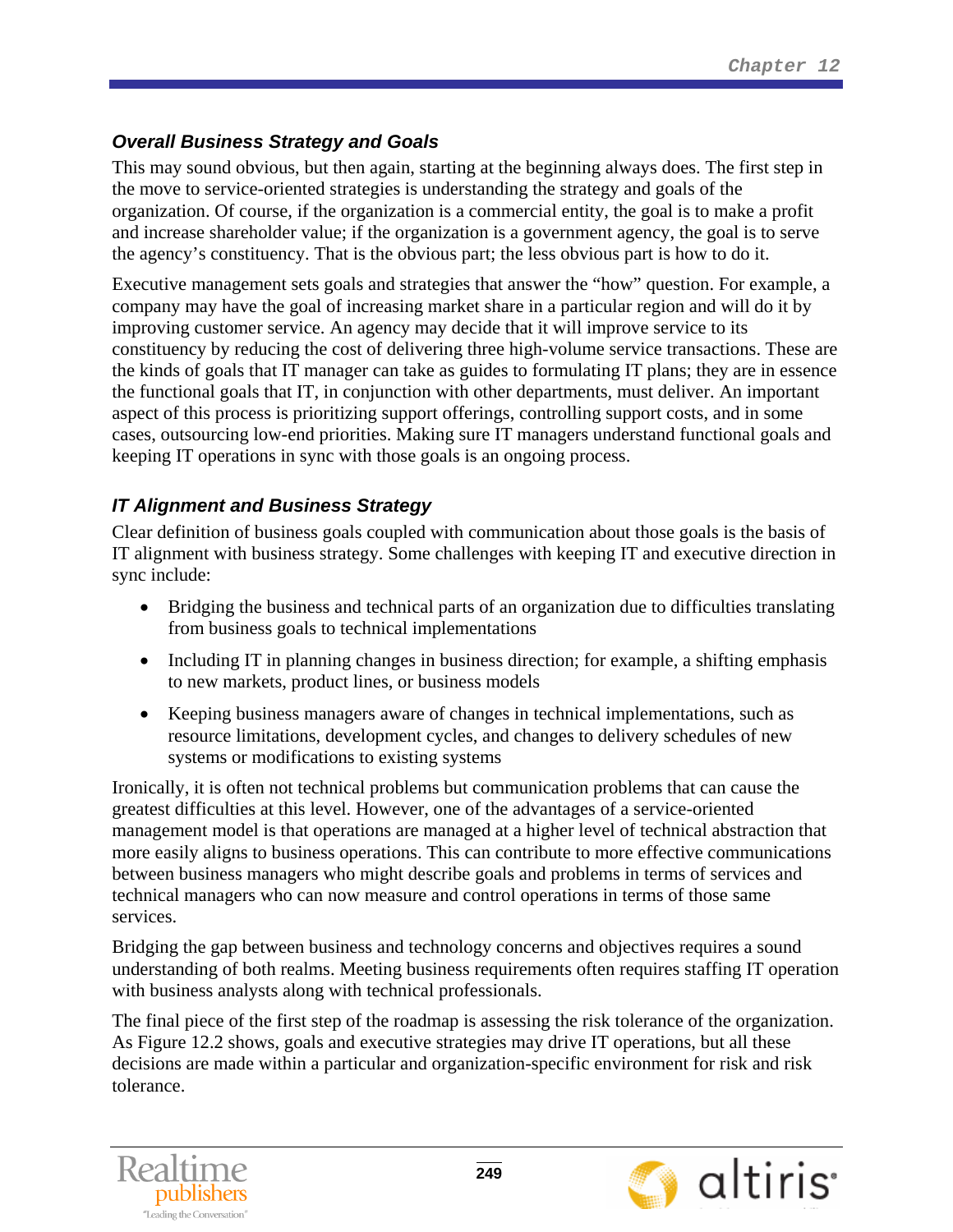### *Overall Business Strategy and Goals*

This may sound obvious, but then again, starting at the beginning always does. The first step in the move to service-oriented strategies is understanding the strategy and goals of the organization. Of course, if the organization is a commercial entity, the goal is to make a profit and increase shareholder value; if the organization is a government agency, the goal is to serve the agency's constituency. That is the obvious part; the less obvious part is how to do it.

Executive management sets goals and strategies that answer the "how" question. For example, a company may have the goal of increasing market share in a particular region and will do it by improving customer service. An agency may decide that it will improve service to its constituency by reducing the cost of delivering three high-volume service transactions. These are the kinds of goals that IT manager can take as guides to formulating IT plans; they are in essence the functional goals that IT, in conjunction with other departments, must deliver. An important aspect of this process is prioritizing support offerings, controlling support costs, and in some cases, outsourcing low-end priorities. Making sure IT managers understand functional goals and keeping IT operations in sync with those goals is an ongoing process.

### *IT Alignment and Business Strategy*

Clear definition of business goals coupled with communication about those goals is the basis of IT alignment with business strategy. Some challenges with keeping IT and executive direction in sync include:

- Bridging the business and technical parts of an organization due to difficulties translating from business goals to technical implementations
- Including IT in planning changes in business direction; for example, a shifting emphasis to new markets, product lines, or business models
- Keeping business managers aware of changes in technical implementations, such as resource limitations, development cycles, and changes to delivery schedules of new systems or modifications to existing systems

Ironically, it is often not technical problems but communication problems that can cause the greatest difficulties at this level. However, one of the advantages of a service-oriented management model is that operations are managed at a higher level of technical abstraction that more easily aligns to business operations. This can contribute to more effective communications between business managers who might describe goals and problems in terms of services and technical managers who can now measure and control operations in terms of those same services.

Bridging the gap between business and technology concerns and objectives requires a sound understanding of both realms. Meeting business requirements often requires staffing IT operation with business analysts along with technical professionals.

The final piece of the first step of the roadmap is assessing the risk tolerance of the organization. As Figure 12.2 shows, goals and executive strategies may drive IT operations, but all these decisions are made within a particular and organization-specific environment for risk and risk tolerance.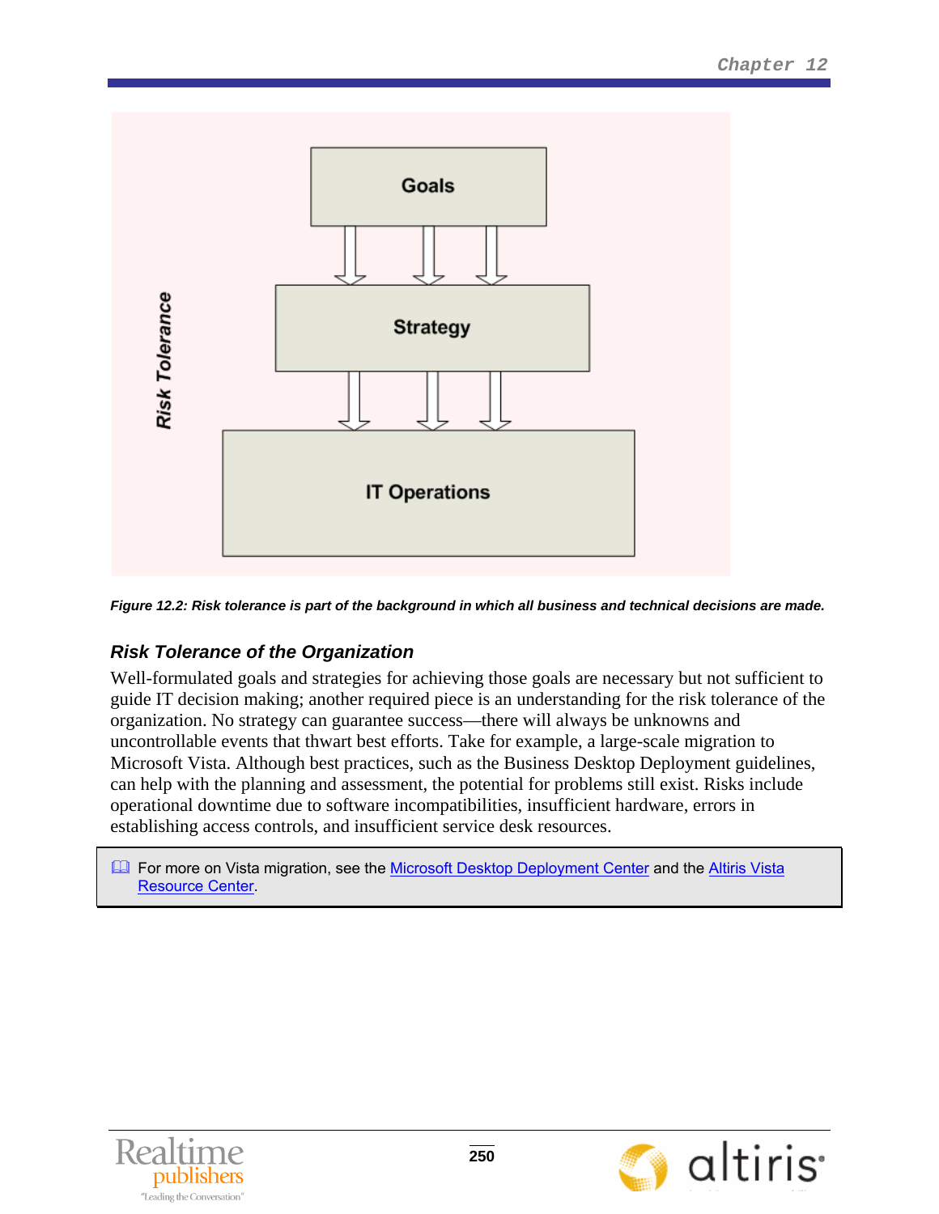Risk Tolerance

Goals

Strategy

IT Operations

***Figure 12.2: Risk tolerance is part of the background in which all business and technical decisions are made.***

### *Risk Tolerance of the Organization*

Well-formulated goals and strategies for achieving those goals are necessary but not sufficient to guide IT decision making; another required piece is an understanding for the risk tolerance of the organization. No strategy can guarantee success—there will always be unknowns and uncontrollable events that thwart best efforts. Take for example, a large-scale migration to Microsoft Vista. Although best practices, such as the Business Desktop Deployment guidelines, can help with the planning and assessment, the potential for problems still exist. Risks include operational downtime due to software incompatibilities, insufficient hardware, errors in establishing access controls, and insufficient service desk resources.

> 📖 For more on Vista migration, see the Microsoft Desktop Deployment Center and the Altiris Vista Resource Center.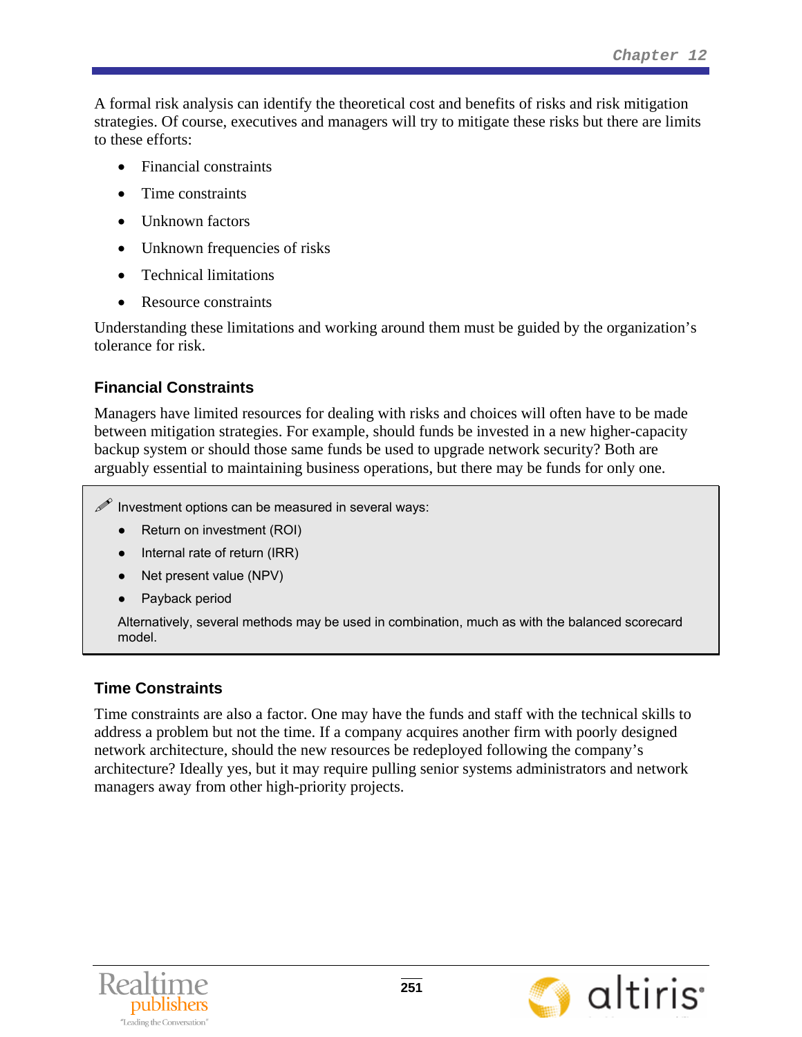A formal risk analysis can identify the theoretical cost and benefits of risks and risk mitigation strategies. Of course, executives and managers will try to mitigate these risks but there are limits to these efforts:

- Financial constraints
- Time constraints
- Unknown factors
- Unknown frequencies of risks
- Technical limitations
- Resource constraints

Understanding these limitations and working around them must be guided by the organization's tolerance for risk.

### Financial Constraints

Managers have limited resources for dealing with risks and choices will often have to be made between mitigation strategies. For example, should funds be invested in a new higher-capacity backup system or should those same funds be used to upgrade network security? Both are arguably essential to maintaining business operations, but there may be funds for only one.

> Investment options can be measured in several ways:
>
> - Return on investment (ROI)
> - Internal rate of return (IRR)
> - Net present value (NPV)
> - Payback period
>
> Alternatively, several methods may be used in combination, much as with the balanced scorecard model.

### Time Constraints

Time constraints are also a factor. One may have the funds and staff with the technical skills to address a problem but not the time. If a company acquires another firm with poorly designed network architecture, should the new resources be redeployed following the company's architecture? Ideally yes, but it may require pulling senior systems administrators and network managers away from other high-priority projects.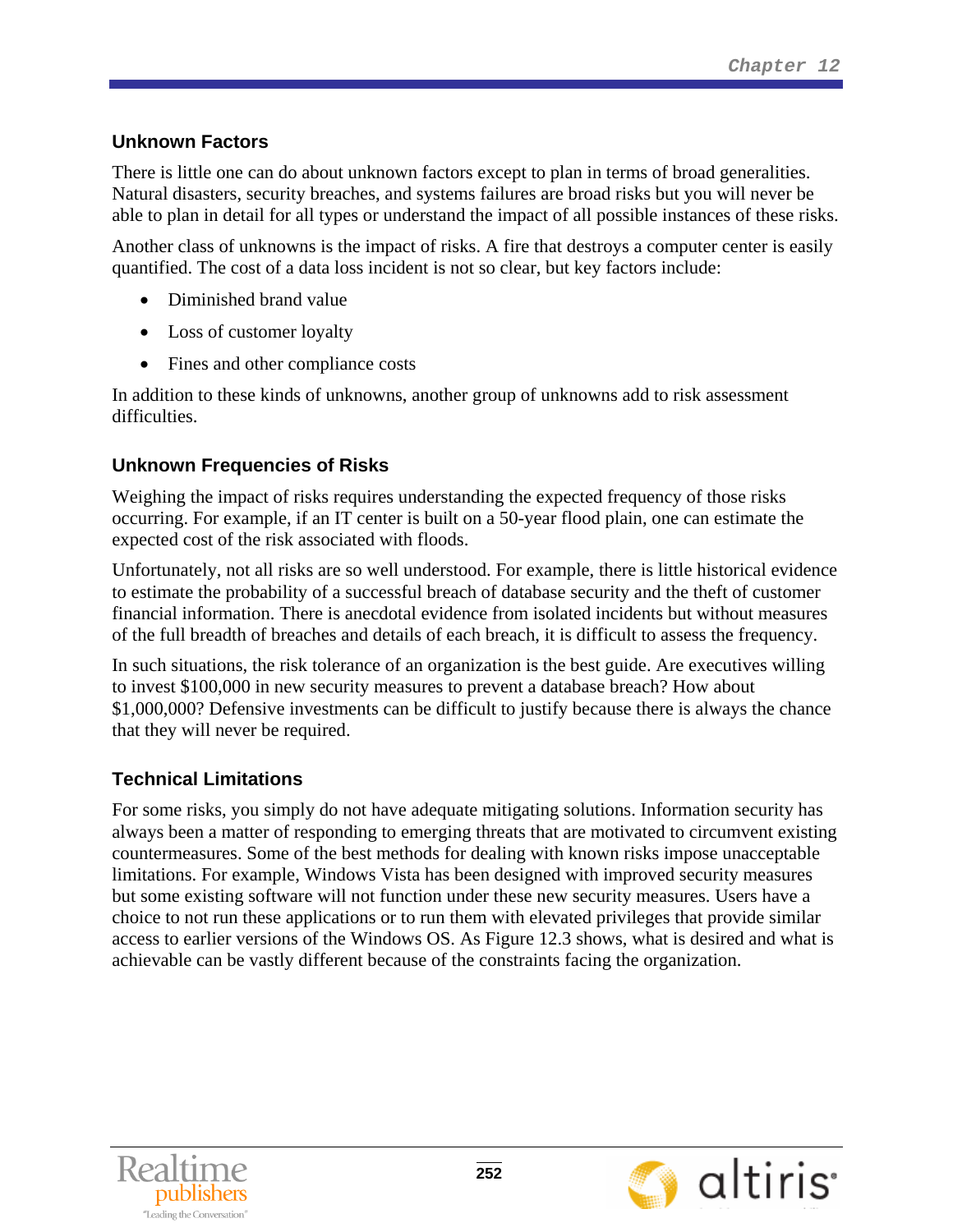### Unknown Factors

There is little one can do about unknown factors except to plan in terms of broad generalities. Natural disasters, security breaches, and systems failures are broad risks but you will never be able to plan in detail for all types or understand the impact of all possible instances of these risks.

Another class of unknowns is the impact of risks. A fire that destroys a computer center is easily quantified. The cost of a data loss incident is not so clear, but key factors include:

- Diminished brand value
- Loss of customer loyalty
- Fines and other compliance costs

In addition to these kinds of unknowns, another group of unknowns add to risk assessment difficulties.

### Unknown Frequencies of Risks

Weighing the impact of risks requires understanding the expected frequency of those risks occurring. For example, if an IT center is built on a 50-year flood plain, one can estimate the expected cost of the risk associated with floods.

Unfortunately, not all risks are so well understood. For example, there is little historical evidence to estimate the probability of a successful breach of database security and the theft of customer financial information. There is anecdotal evidence from isolated incidents but without measures of the full breadth of breaches and details of each breach, it is difficult to assess the frequency.

In such situations, the risk tolerance of an organization is the best guide. Are executives willing to invest $100,000 in new security measures to prevent a database breach? How about $1,000,000? Defensive investments can be difficult to justify because there is always the chance that they will never be required.

### Technical Limitations

For some risks, you simply do not have adequate mitigating solutions. Information security has always been a matter of responding to emerging threats that are motivated to circumvent existing countermeasures. Some of the best methods for dealing with known risks impose unacceptable limitations. For example, Windows Vista has been designed with improved security measures but some existing software will not function under these new security measures. Users have a choice to not run these applications or to run them with elevated privileges that provide similar access to earlier versions of the Windows OS. As Figure 12.3 shows, what is desired and what is achievable can be vastly different because of the constraints facing the organization.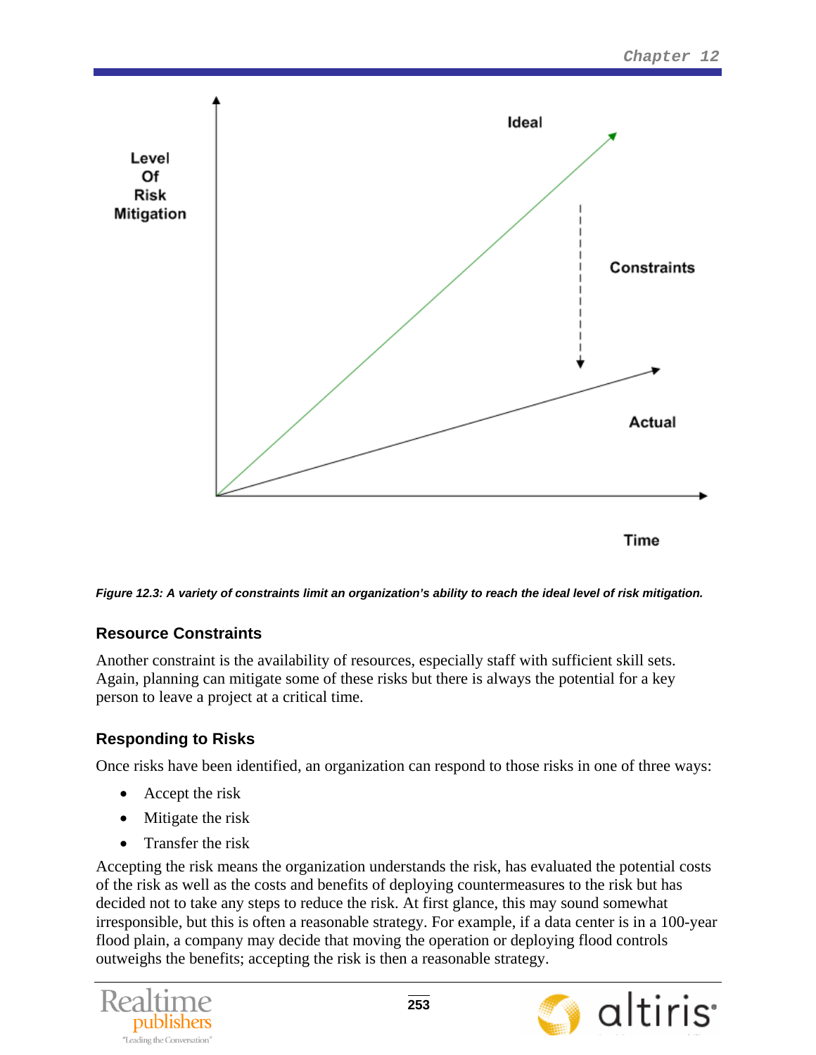*Figure 12.3: A variety of constraints limit an organization's ability to reach the ideal level of risk mitigation.*

### Resource Constraints

Another constraint is the availability of resources, especially staff with sufficient skill sets. Again, planning can mitigate some of these risks but there is always the potential for a key person to leave a project at a critical time.

### Responding to Risks

Once risks have been identified, an organization can respond to those risks in one of three ways:

- Accept the risk
- Mitigate the risk
- Transfer the risk

Accepting the risk means the organization understands the risk, has evaluated the potential costs of the risk as well as the costs and benefits of deploying countermeasures to the risk but has decided not to take any steps to reduce the risk. At first glance, this may sound somewhat irresponsible, but this is often a reasonable strategy. For example, if a data center is in a 100-year flood plain, a company may decide that moving the operation or deploying flood controls outweighs the benefits; accepting the risk is then a reasonable strategy.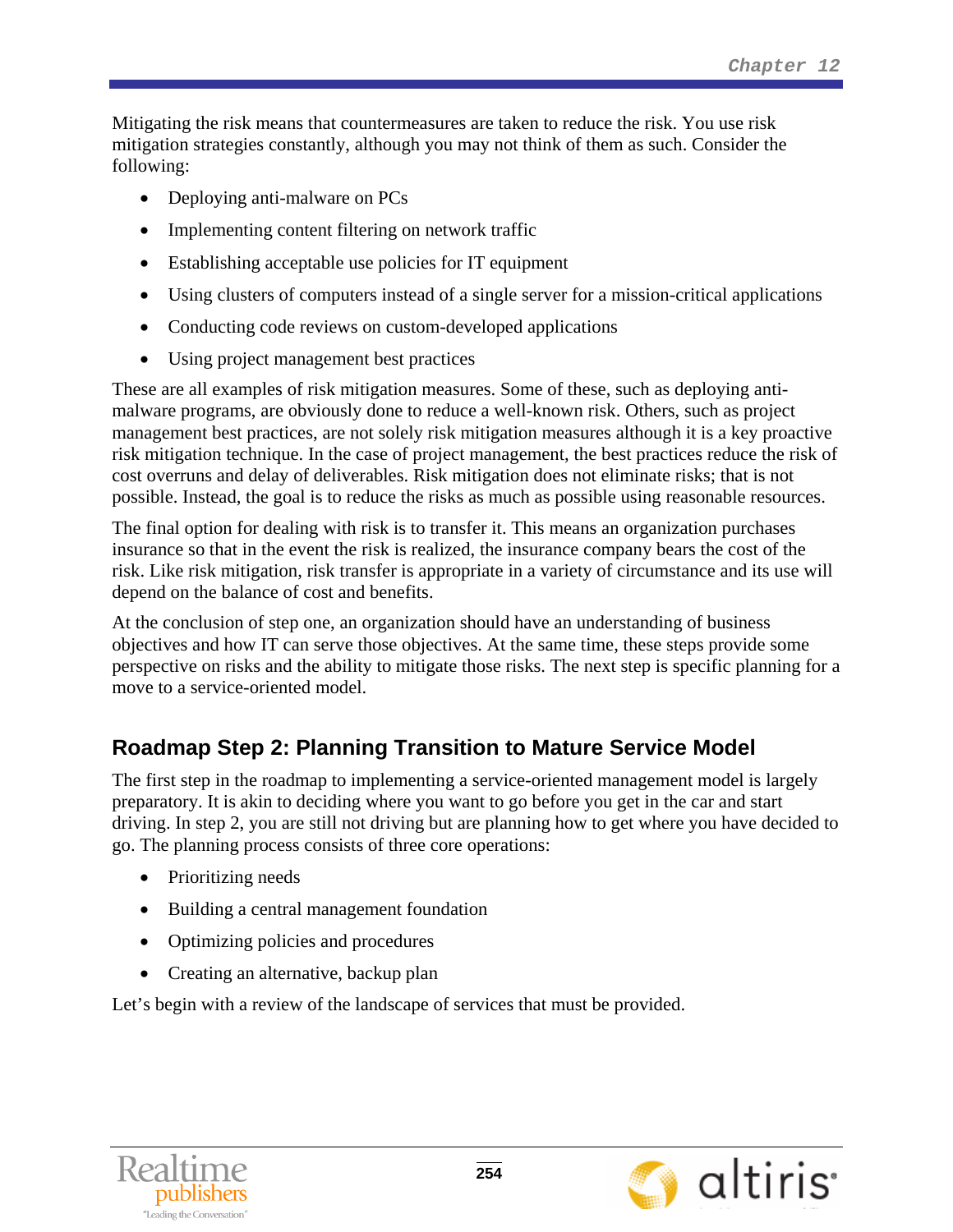Mitigating the risk means that countermeasures are taken to reduce the risk. You use risk mitigation strategies constantly, although you may not think of them as such. Consider the following:

- Deploying anti-malware on PCs
- Implementing content filtering on network traffic
- Establishing acceptable use policies for IT equipment
- Using clusters of computers instead of a single server for a mission-critical applications
- Conducting code reviews on custom-developed applications
- Using project management best practices

These are all examples of risk mitigation measures. Some of these, such as deploying anti-malware programs, are obviously done to reduce a well-known risk. Others, such as project management best practices, are not solely risk mitigation measures although it is a key proactive risk mitigation technique. In the case of project management, the best practices reduce the risk of cost overruns and delay of deliverables. Risk mitigation does not eliminate risks; that is not possible. Instead, the goal is to reduce the risks as much as possible using reasonable resources.

The final option for dealing with risk is to transfer it. This means an organization purchases insurance so that in the event the risk is realized, the insurance company bears the cost of the risk. Like risk mitigation, risk transfer is appropriate in a variety of circumstance and its use will depend on the balance of cost and benefits.

At the conclusion of step one, an organization should have an understanding of business objectives and how IT can serve those objectives. At the same time, these steps provide some perspective on risks and the ability to mitigate those risks. The next step is specific planning for a move to a service-oriented model.

## Roadmap Step 2: Planning Transition to Mature Service Model

The first step in the roadmap to implementing a service-oriented management model is largely preparatory. It is akin to deciding where you want to go before you get in the car and start driving. In step 2, you are still not driving but are planning how to get where you have decided to go. The planning process consists of three core operations:

- Prioritizing needs
- Building a central management foundation
- Optimizing policies and procedures
- Creating an alternative, backup plan

Let's begin with a review of the landscape of services that must be provided.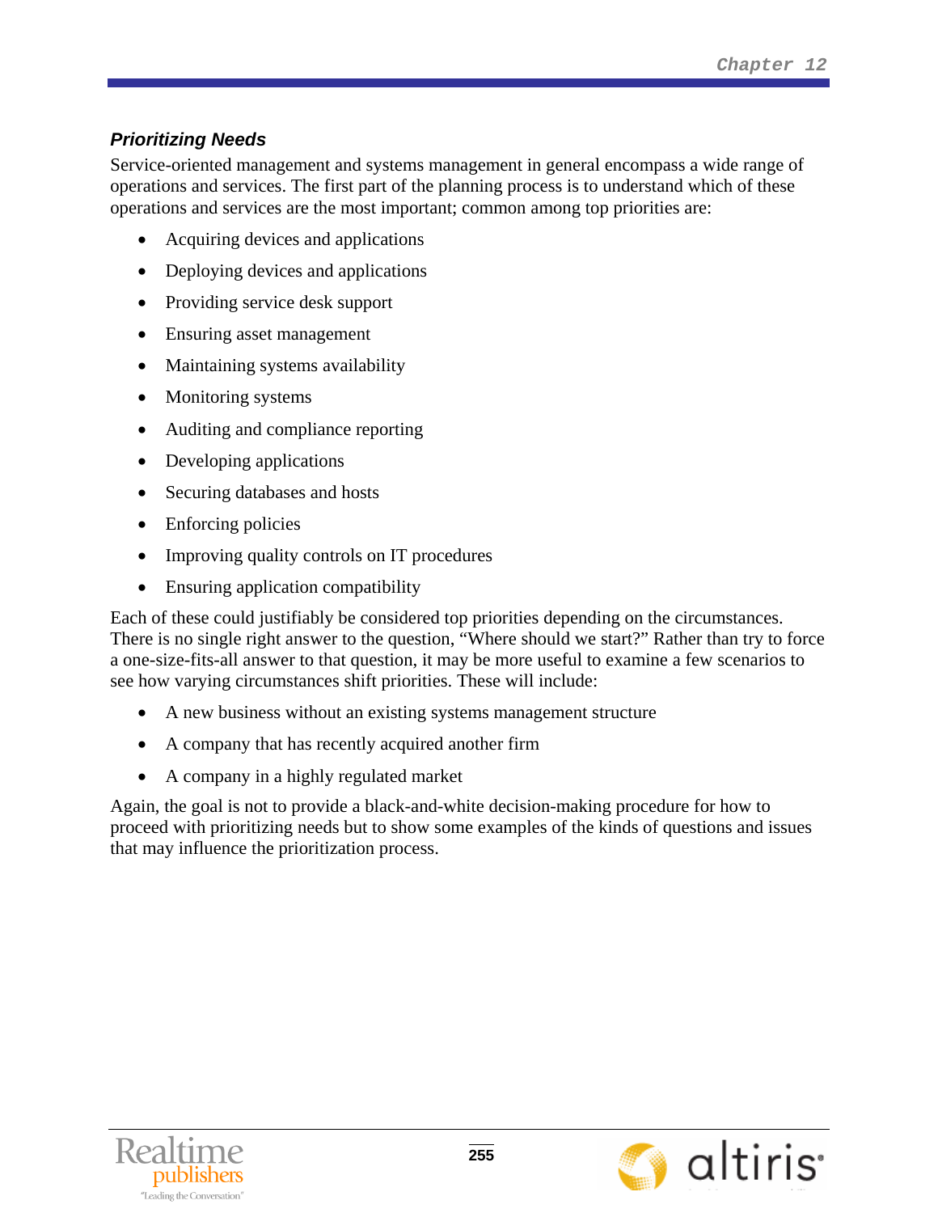### *Prioritizing Needs*

Service-oriented management and systems management in general encompass a wide range of operations and services. The first part of the planning process is to understand which of these operations and services are the most important; common among top priorities are:

- Acquiring devices and applications
- Deploying devices and applications
- Providing service desk support
- Ensuring asset management
- Maintaining systems availability
- Monitoring systems
- Auditing and compliance reporting
- Developing applications
- Securing databases and hosts
- Enforcing policies
- Improving quality controls on IT procedures
- Ensuring application compatibility

Each of these could justifiably be considered top priorities depending on the circumstances. There is no single right answer to the question, "Where should we start?" Rather than try to force a one-size-fits-all answer to that question, it may be more useful to examine a few scenarios to see how varying circumstances shift priorities. These will include:

- A new business without an existing systems management structure
- A company that has recently acquired another firm
- A company in a highly regulated market

Again, the goal is not to provide a black-and-white decision-making procedure for how to proceed with prioritizing needs but to show some examples of the kinds of questions and issues that may influence the prioritization process.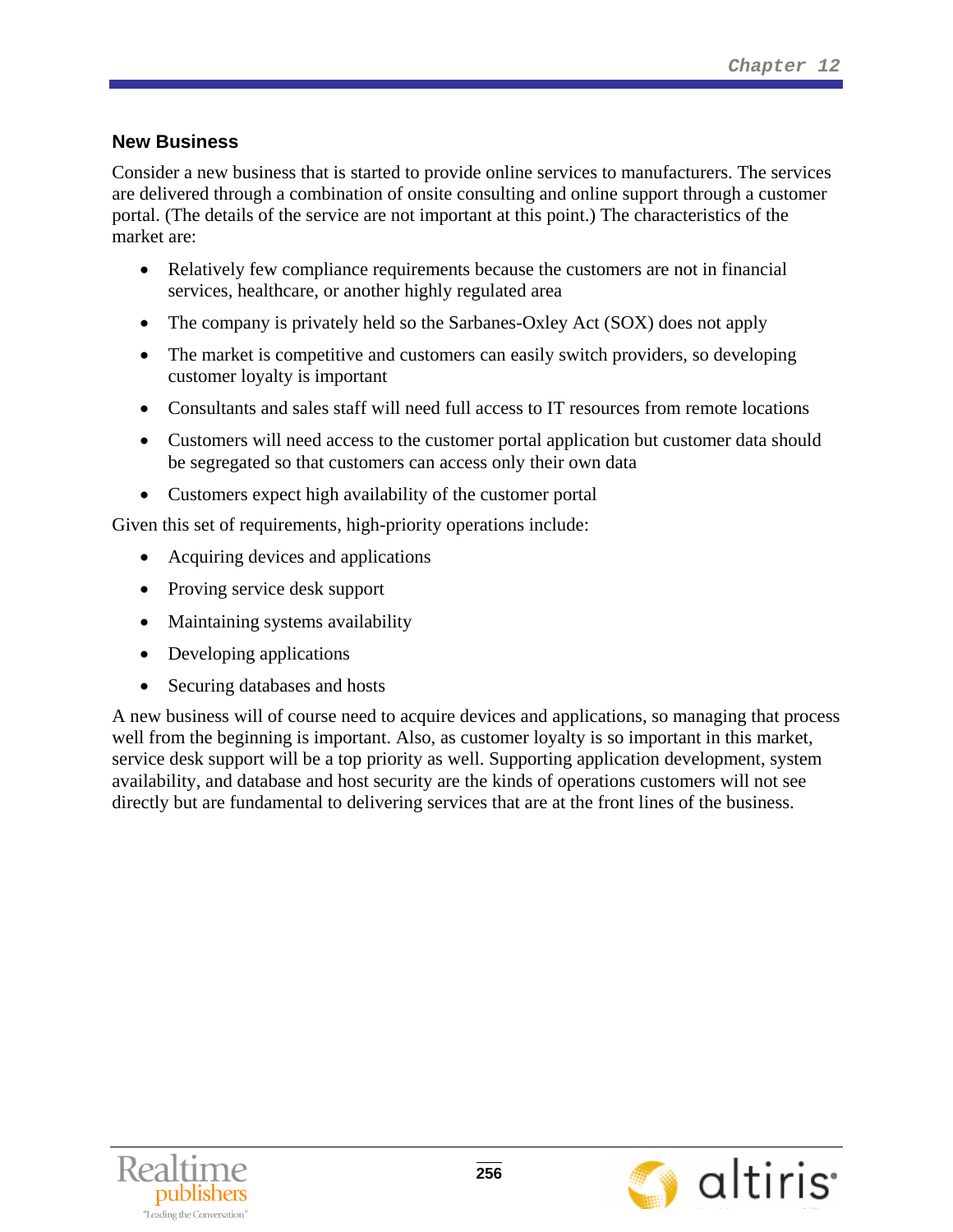### New Business

Consider a new business that is started to provide online services to manufacturers. The services are delivered through a combination of onsite consulting and online support through a customer portal. (The details of the service are not important at this point.) The characteristics of the market are:

- Relatively few compliance requirements because the customers are not in financial services, healthcare, or another highly regulated area
- The company is privately held so the Sarbanes-Oxley Act (SOX) does not apply
- The market is competitive and customers can easily switch providers, so developing customer loyalty is important
- Consultants and sales staff will need full access to IT resources from remote locations
- Customers will need access to the customer portal application but customer data should be segregated so that customers can access only their own data
- Customers expect high availability of the customer portal

Given this set of requirements, high-priority operations include:

- Acquiring devices and applications
- Proving service desk support
- Maintaining systems availability
- Developing applications
- Securing databases and hosts

A new business will of course need to acquire devices and applications, so managing that process well from the beginning is important. Also, as customer loyalty is so important in this market, service desk support will be a top priority as well. Supporting application development, system availability, and database and host security are the kinds of operations customers will not see directly but are fundamental to delivering services that are at the front lines of the business.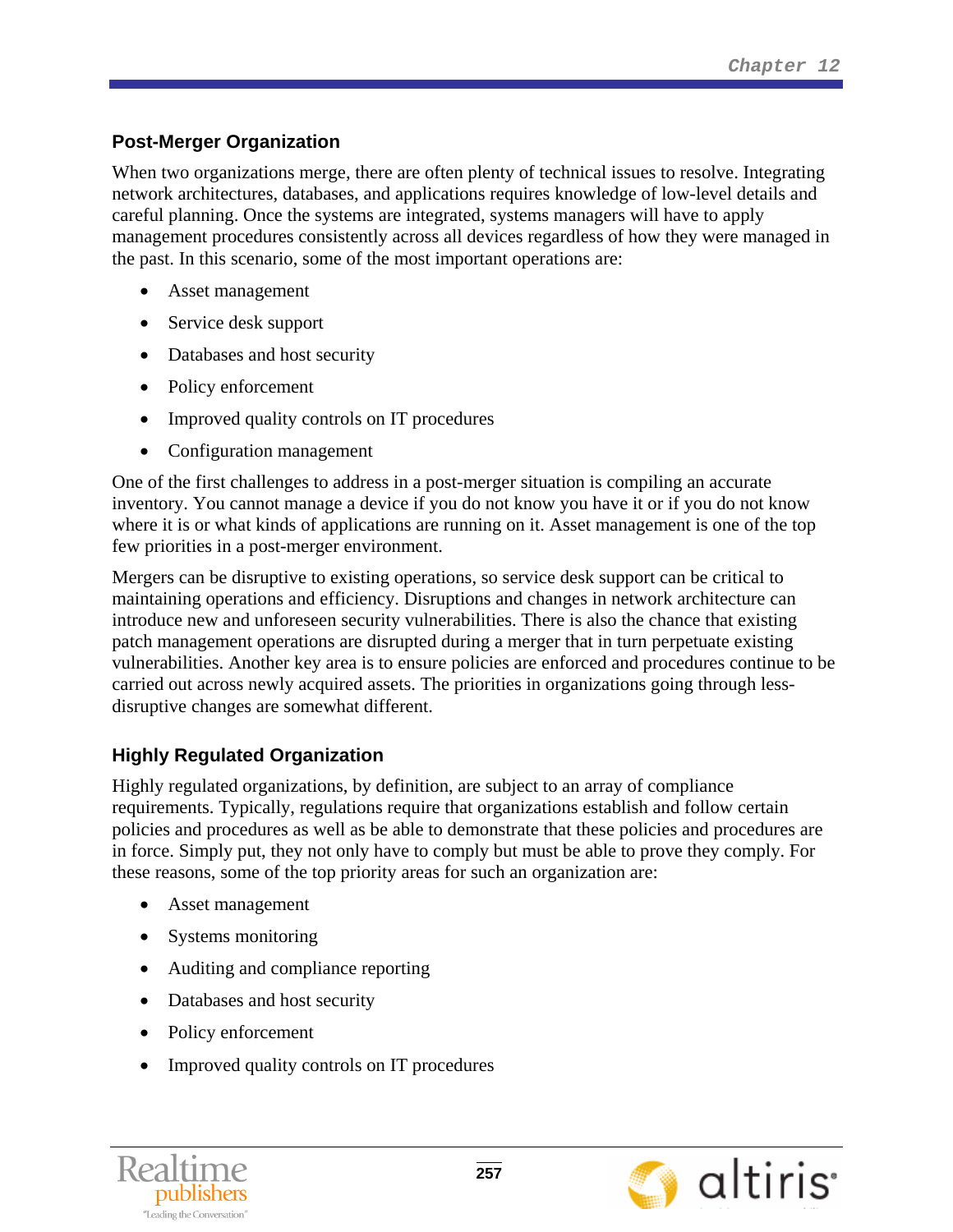### Post-Merger Organization

When two organizations merge, there are often plenty of technical issues to resolve. Integrating network architectures, databases, and applications requires knowledge of low-level details and careful planning. Once the systems are integrated, systems managers will have to apply management procedures consistently across all devices regardless of how they were managed in the past. In this scenario, some of the most important operations are:

- Asset management
- Service desk support
- Databases and host security
- Policy enforcement
- Improved quality controls on IT procedures
- Configuration management

One of the first challenges to address in a post-merger situation is compiling an accurate inventory. You cannot manage a device if you do not know you have it or if you do not know where it is or what kinds of applications are running on it. Asset management is one of the top few priorities in a post-merger environment.

Mergers can be disruptive to existing operations, so service desk support can be critical to maintaining operations and efficiency. Disruptions and changes in network architecture can introduce new and unforeseen security vulnerabilities. There is also the chance that existing patch management operations are disrupted during a merger that in turn perpetuate existing vulnerabilities. Another key area is to ensure policies are enforced and procedures continue to be carried out across newly acquired assets. The priorities in organizations going through less-disruptive changes are somewhat different.

### Highly Regulated Organization

Highly regulated organizations, by definition, are subject to an array of compliance requirements. Typically, regulations require that organizations establish and follow certain policies and procedures as well as be able to demonstrate that these policies and procedures are in force. Simply put, they not only have to comply but must be able to prove they comply. For these reasons, some of the top priority areas for such an organization are:

- Asset management
- Systems monitoring
- Auditing and compliance reporting
- Databases and host security
- Policy enforcement
- Improved quality controls on IT procedures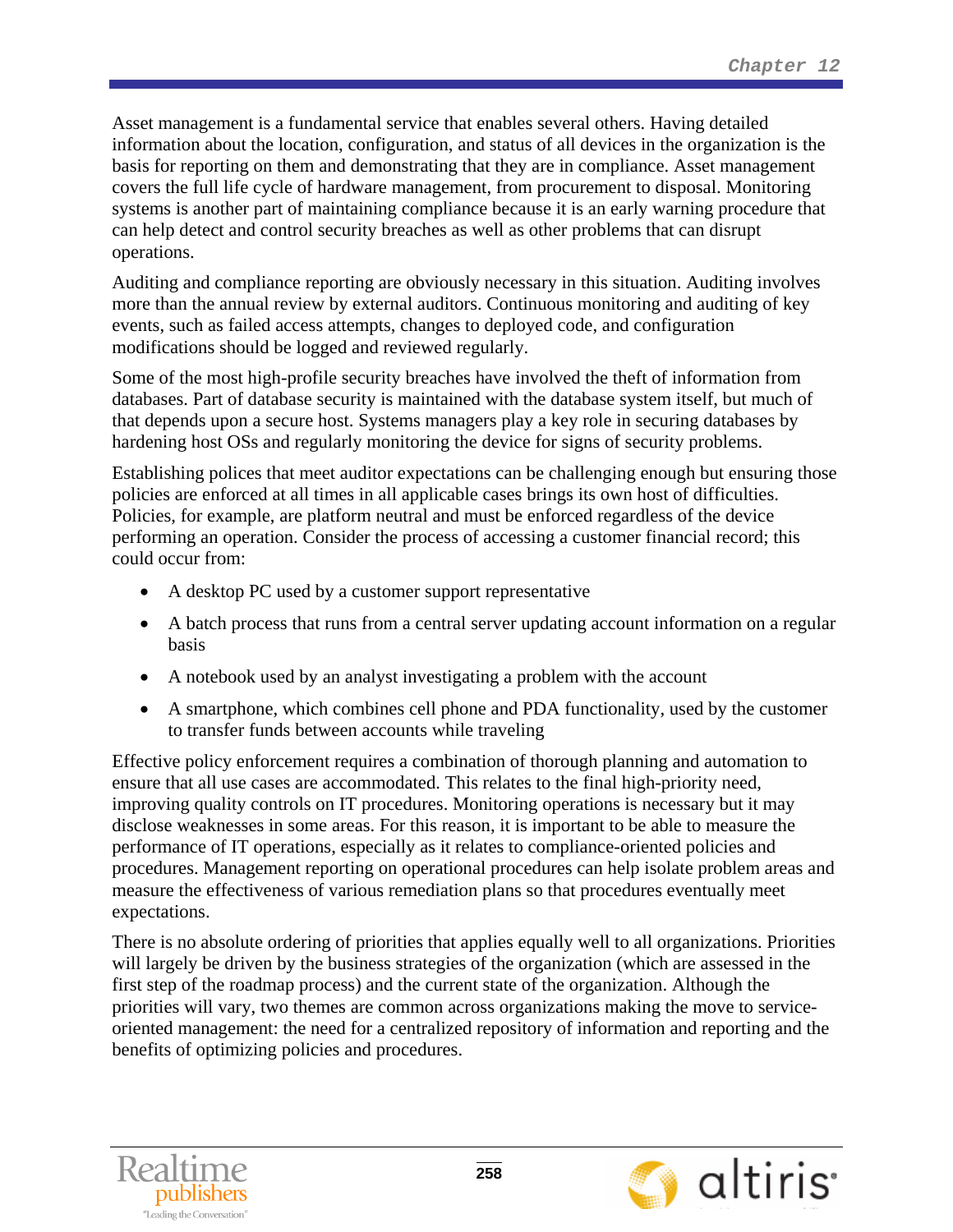Asset management is a fundamental service that enables several others. Having detailed information about the location, configuration, and status of all devices in the organization is the basis for reporting on them and demonstrating that they are in compliance. Asset management covers the full life cycle of hardware management, from procurement to disposal. Monitoring systems is another part of maintaining compliance because it is an early warning procedure that can help detect and control security breaches as well as other problems that can disrupt operations.

Auditing and compliance reporting are obviously necessary in this situation. Auditing involves more than the annual review by external auditors. Continuous monitoring and auditing of key events, such as failed access attempts, changes to deployed code, and configuration modifications should be logged and reviewed regularly.

Some of the most high-profile security breaches have involved the theft of information from databases. Part of database security is maintained with the database system itself, but much of that depends upon a secure host. Systems managers play a key role in securing databases by hardening host OSs and regularly monitoring the device for signs of security problems.

Establishing polices that meet auditor expectations can be challenging enough but ensuring those policies are enforced at all times in all applicable cases brings its own host of difficulties. Policies, for example, are platform neutral and must be enforced regardless of the device performing an operation. Consider the process of accessing a customer financial record; this could occur from:

- A desktop PC used by a customer support representative
- A batch process that runs from a central server updating account information on a regular basis
- A notebook used by an analyst investigating a problem with the account
- A smartphone, which combines cell phone and PDA functionality, used by the customer to transfer funds between accounts while traveling

Effective policy enforcement requires a combination of thorough planning and automation to ensure that all use cases are accommodated. This relates to the final high-priority need, improving quality controls on IT procedures. Monitoring operations is necessary but it may disclose weaknesses in some areas. For this reason, it is important to be able to measure the performance of IT operations, especially as it relates to compliance-oriented policies and procedures. Management reporting on operational procedures can help isolate problem areas and measure the effectiveness of various remediation plans so that procedures eventually meet expectations.

There is no absolute ordering of priorities that applies equally well to all organizations. Priorities will largely be driven by the business strategies of the organization (which are assessed in the first step of the roadmap process) and the current state of the organization. Although the priorities will vary, two themes are common across organizations making the move to service-oriented management: the need for a centralized repository of information and reporting and the benefits of optimizing policies and procedures.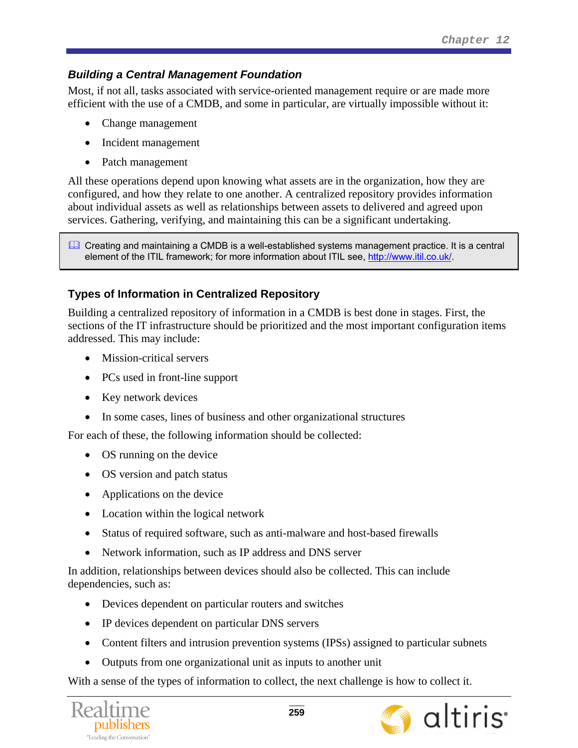### *Building a Central Management Foundation*

Most, if not all, tasks associated with service-oriented management require or are made more efficient with the use of a CMDB, and some in particular, are virtually impossible without it:

- Change management
- Incident management
- Patch management

All these operations depend upon knowing what assets are in the organization, how they are configured, and how they relate to one another. A centralized repository provides information about individual assets as well as relationships between assets to delivered and agreed upon services. Gathering, verifying, and maintaining this can be a significant undertaking.

> Creating and maintaining a CMDB is a well-established systems management practice. It is a central element of the ITIL framework; for more information about ITIL see, http://www.itil.co.uk/.

#### Types of Information in Centralized Repository

Building a centralized repository of information in a CMDB is best done in stages. First, the sections of the IT infrastructure should be prioritized and the most important configuration items addressed. This may include:

- Mission-critical servers
- PCs used in front-line support
- Key network devices
- In some cases, lines of business and other organizational structures

For each of these, the following information should be collected:

- OS running on the device
- OS version and patch status
- Applications on the device
- Location within the logical network
- Status of required software, such as anti-malware and host-based firewalls
- Network information, such as IP address and DNS server

In addition, relationships between devices should also be collected. This can include dependencies, such as:

- Devices dependent on particular routers and switches
- IP devices dependent on particular DNS servers
- Content filters and intrusion prevention systems (IPSs) assigned to particular subnets
- Outputs from one organizational unit as inputs to another unit

With a sense of the types of information to collect, the next challenge is how to collect it.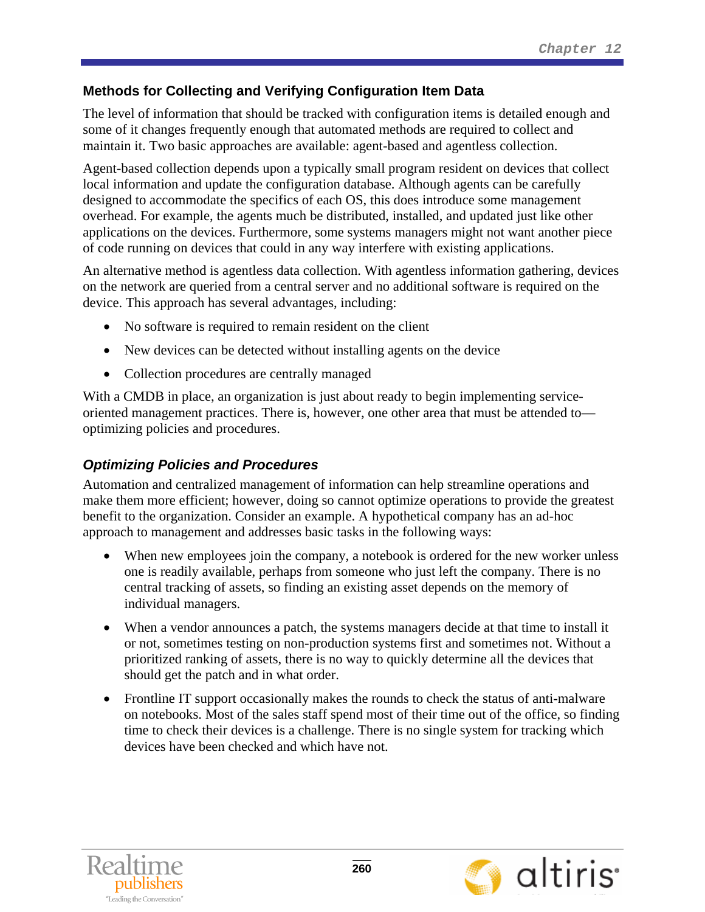### Methods for Collecting and Verifying Configuration Item Data

The level of information that should be tracked with configuration items is detailed enough and some of it changes frequently enough that automated methods are required to collect and maintain it. Two basic approaches are available: agent-based and agentless collection.

Agent-based collection depends upon a typically small program resident on devices that collect local information and update the configuration database. Although agents can be carefully designed to accommodate the specifics of each OS, this does introduce some management overhead. For example, the agents much be distributed, installed, and updated just like other applications on the devices. Furthermore, some systems managers might not want another piece of code running on devices that could in any way interfere with existing applications.

An alternative method is agentless data collection. With agentless information gathering, devices on the network are queried from a central server and no additional software is required on the device. This approach has several advantages, including:

- No software is required to remain resident on the client
- New devices can be detected without installing agents on the device
- Collection procedures are centrally managed

With a CMDB in place, an organization is just about ready to begin implementing service-oriented management practices. There is, however, one other area that must be attended to—optimizing policies and procedures.

### *Optimizing Policies and Procedures*

Automation and centralized management of information can help streamline operations and make them more efficient; however, doing so cannot optimize operations to provide the greatest benefit to the organization. Consider an example. A hypothetical company has an ad-hoc approach to management and addresses basic tasks in the following ways:

- When new employees join the company, a notebook is ordered for the new worker unless one is readily available, perhaps from someone who just left the company. There is no central tracking of assets, so finding an existing asset depends on the memory of individual managers.
- When a vendor announces a patch, the systems managers decide at that time to install it or not, sometimes testing on non-production systems first and sometimes not. Without a prioritized ranking of assets, there is no way to quickly determine all the devices that should get the patch and in what order.
- Frontline IT support occasionally makes the rounds to check the status of anti-malware on notebooks. Most of the sales staff spend most of their time out of the office, so finding time to check their devices is a challenge. There is no single system for tracking which devices have been checked and which have not.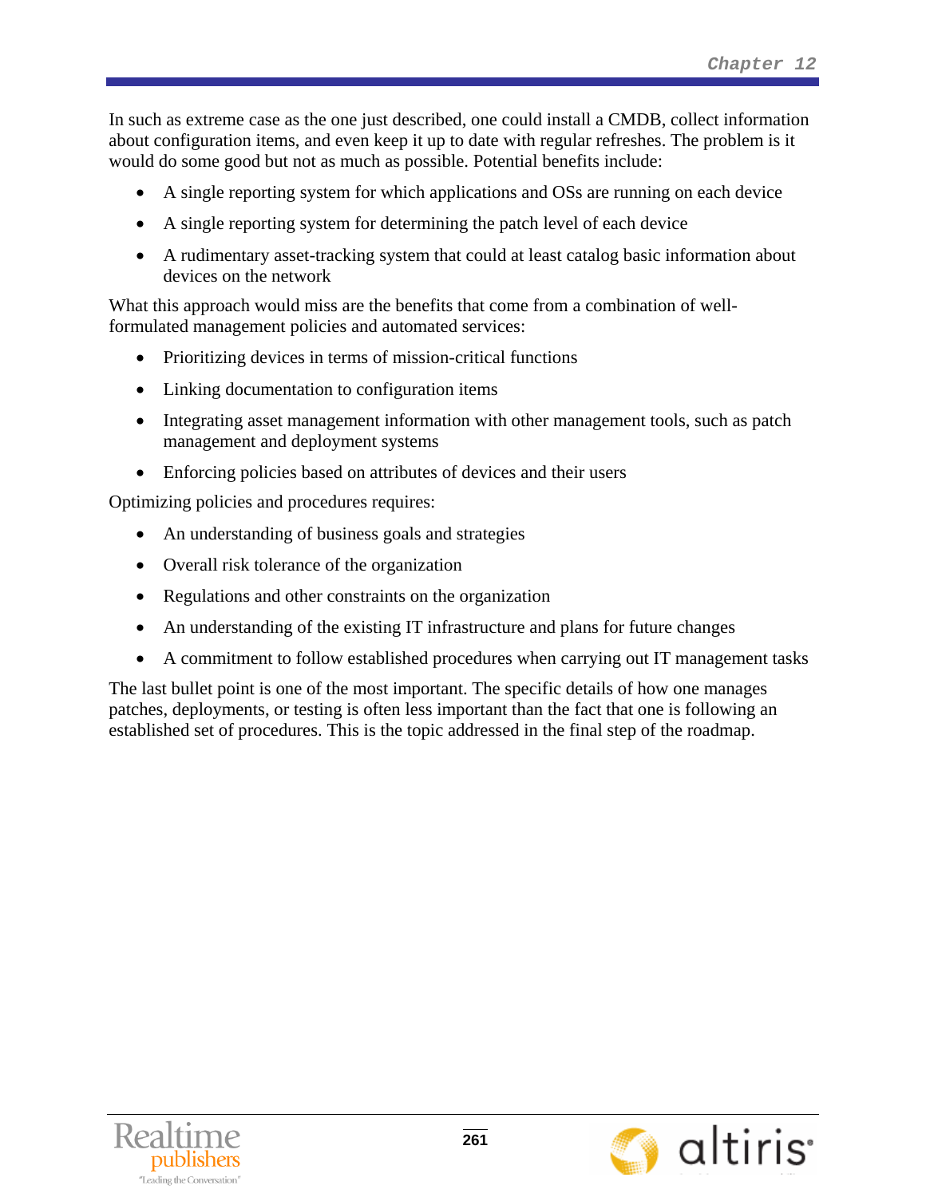In such as extreme case as the one just described, one could install a CMDB, collect information about configuration items, and even keep it up to date with regular refreshes. The problem is it would do some good but not as much as possible. Potential benefits include:

- A single reporting system for which applications and OSs are running on each device
- A single reporting system for determining the patch level of each device
- A rudimentary asset-tracking system that could at least catalog basic information about devices on the network

What this approach would miss are the benefits that come from a combination of well-formulated management policies and automated services:

- Prioritizing devices in terms of mission-critical functions
- Linking documentation to configuration items
- Integrating asset management information with other management tools, such as patch management and deployment systems
- Enforcing policies based on attributes of devices and their users

Optimizing policies and procedures requires:

- An understanding of business goals and strategies
- Overall risk tolerance of the organization
- Regulations and other constraints on the organization
- An understanding of the existing IT infrastructure and plans for future changes
- A commitment to follow established procedures when carrying out IT management tasks

The last bullet point is one of the most important. The specific details of how one manages patches, deployments, or testing is often less important than the fact that one is following an established set of procedures. This is the topic addressed in the final step of the roadmap.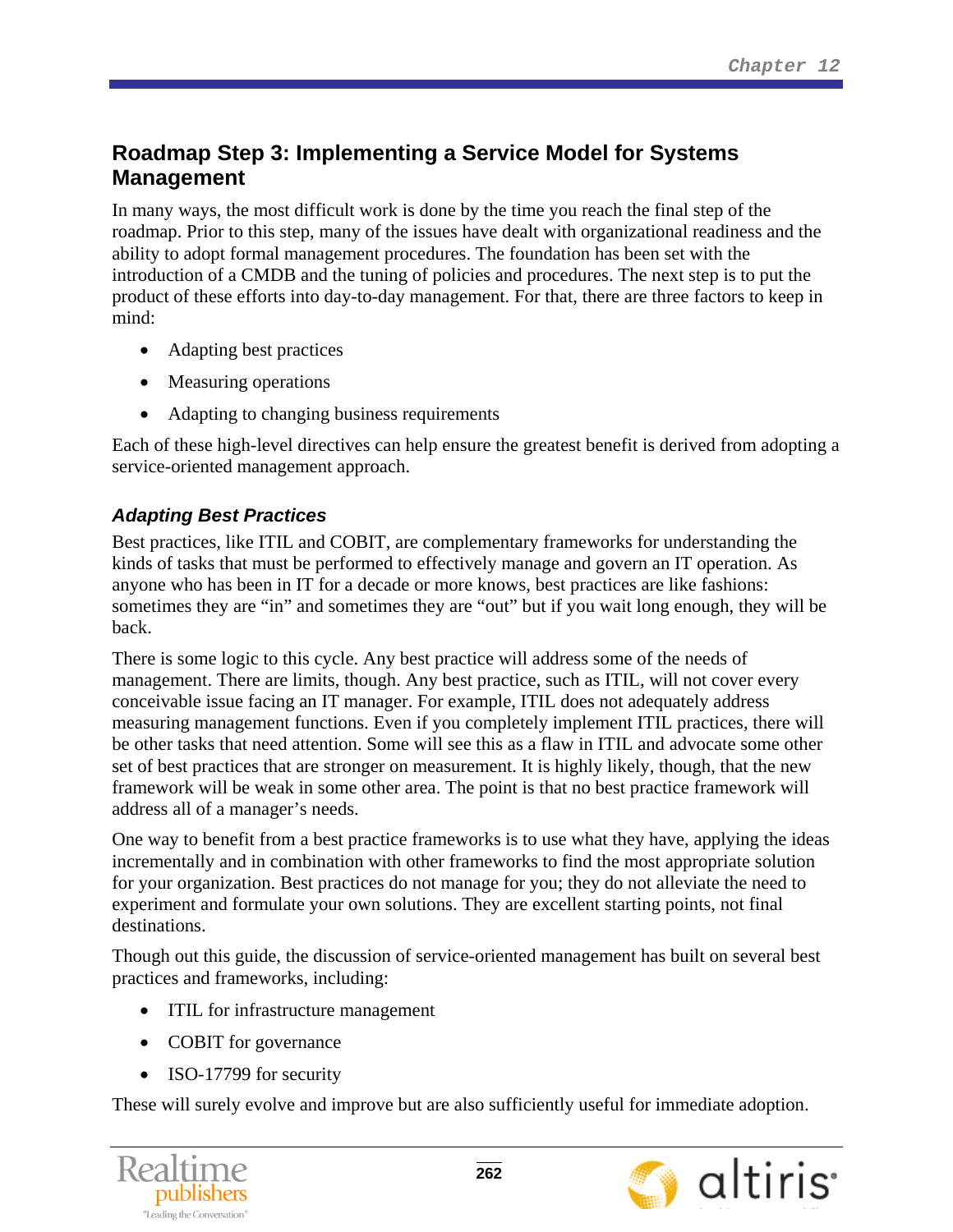## Roadmap Step 3: Implementing a Service Model for Systems Management

In many ways, the most difficult work is done by the time you reach the final step of the roadmap. Prior to this step, many of the issues have dealt with organizational readiness and the ability to adopt formal management procedures. The foundation has been set with the introduction of a CMDB and the tuning of policies and procedures. The next step is to put the product of these efforts into day-to-day management. For that, there are three factors to keep in mind:

- Adapting best practices
- Measuring operations
- Adapting to changing business requirements

Each of these high-level directives can help ensure the greatest benefit is derived from adopting a service-oriented management approach.

### *Adapting Best Practices*

Best practices, like ITIL and COBIT, are complementary frameworks for understanding the kinds of tasks that must be performed to effectively manage and govern an IT operation. As anyone who has been in IT for a decade or more knows, best practices are like fashions: sometimes they are "in" and sometimes they are "out" but if you wait long enough, they will be back.

There is some logic to this cycle. Any best practice will address some of the needs of management. There are limits, though. Any best practice, such as ITIL, will not cover every conceivable issue facing an IT manager. For example, ITIL does not adequately address measuring management functions. Even if you completely implement ITIL practices, there will be other tasks that need attention. Some will see this as a flaw in ITIL and advocate some other set of best practices that are stronger on measurement. It is highly likely, though, that the new framework will be weak in some other area. The point is that no best practice framework will address all of a manager's needs.

One way to benefit from a best practice frameworks is to use what they have, applying the ideas incrementally and in combination with other frameworks to find the most appropriate solution for your organization. Best practices do not manage for you; they do not alleviate the need to experiment and formulate your own solutions. They are excellent starting points, not final destinations.

Though out this guide, the discussion of service-oriented management has built on several best practices and frameworks, including:

- ITIL for infrastructure management
- COBIT for governance
- ISO-17799 for security

These will surely evolve and improve but are also sufficiently useful for immediate adoption.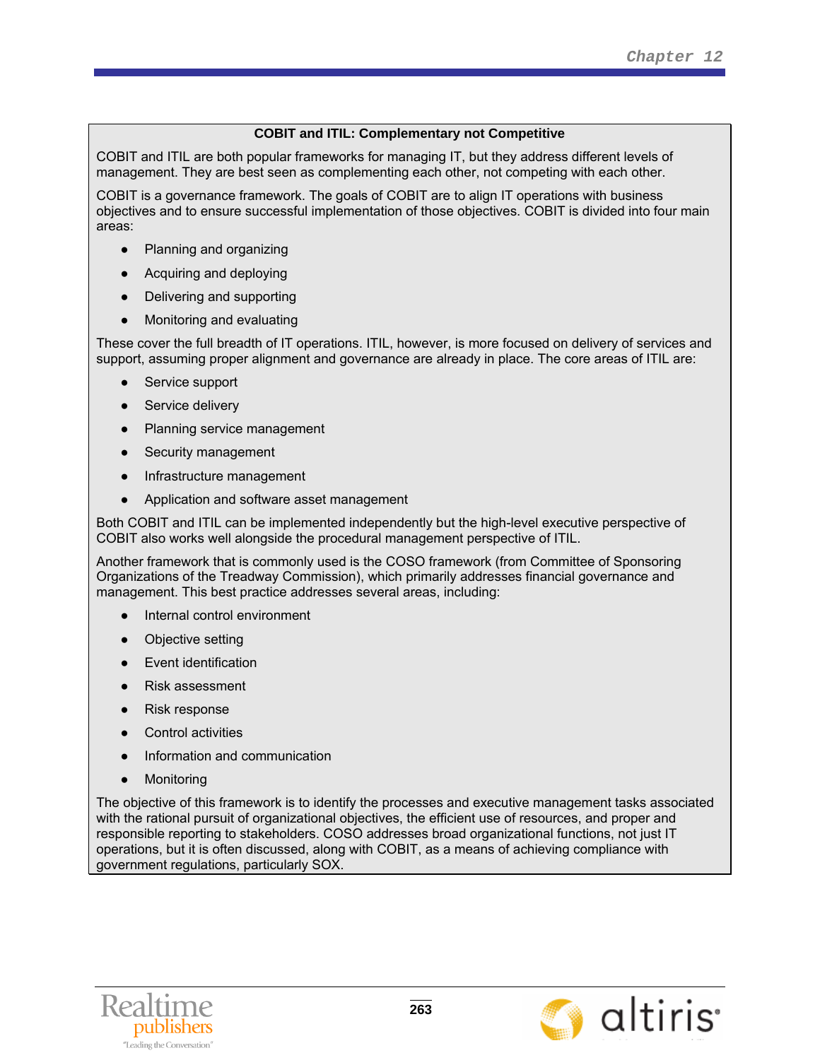**COBIT and ITIL: Complementary not Competitive**

COBIT and ITIL are both popular frameworks for managing IT, but they address different levels of management. They are best seen as complementing each other, not competing with each other.

COBIT is a governance framework. The goals of COBIT are to align IT operations with business objectives and to ensure successful implementation of those objectives. COBIT is divided into four main areas:

- Planning and organizing
- Acquiring and deploying
- Delivering and supporting
- Monitoring and evaluating

These cover the full breadth of IT operations. ITIL, however, is more focused on delivery of services and support, assuming proper alignment and governance are already in place. The core areas of ITIL are:

- Service support
- Service delivery
- Planning service management
- Security management
- Infrastructure management
- Application and software asset management

Both COBIT and ITIL can be implemented independently but the high-level executive perspective of COBIT also works well alongside the procedural management perspective of ITIL.

Another framework that is commonly used is the COSO framework (from Committee of Sponsoring Organizations of the Treadway Commission), which primarily addresses financial governance and management. This best practice addresses several areas, including:

- Internal control environment
- Objective setting
- Event identification
- Risk assessment
- Risk response
- Control activities
- Information and communication
- Monitoring

The objective of this framework is to identify the processes and executive management tasks associated with the rational pursuit of organizational objectives, the efficient use of resources, and proper and responsible reporting to stakeholders. COSO addresses broad organizational functions, not just IT operations, but it is often discussed, along with COBIT, as a means of achieving compliance with government regulations, particularly SOX.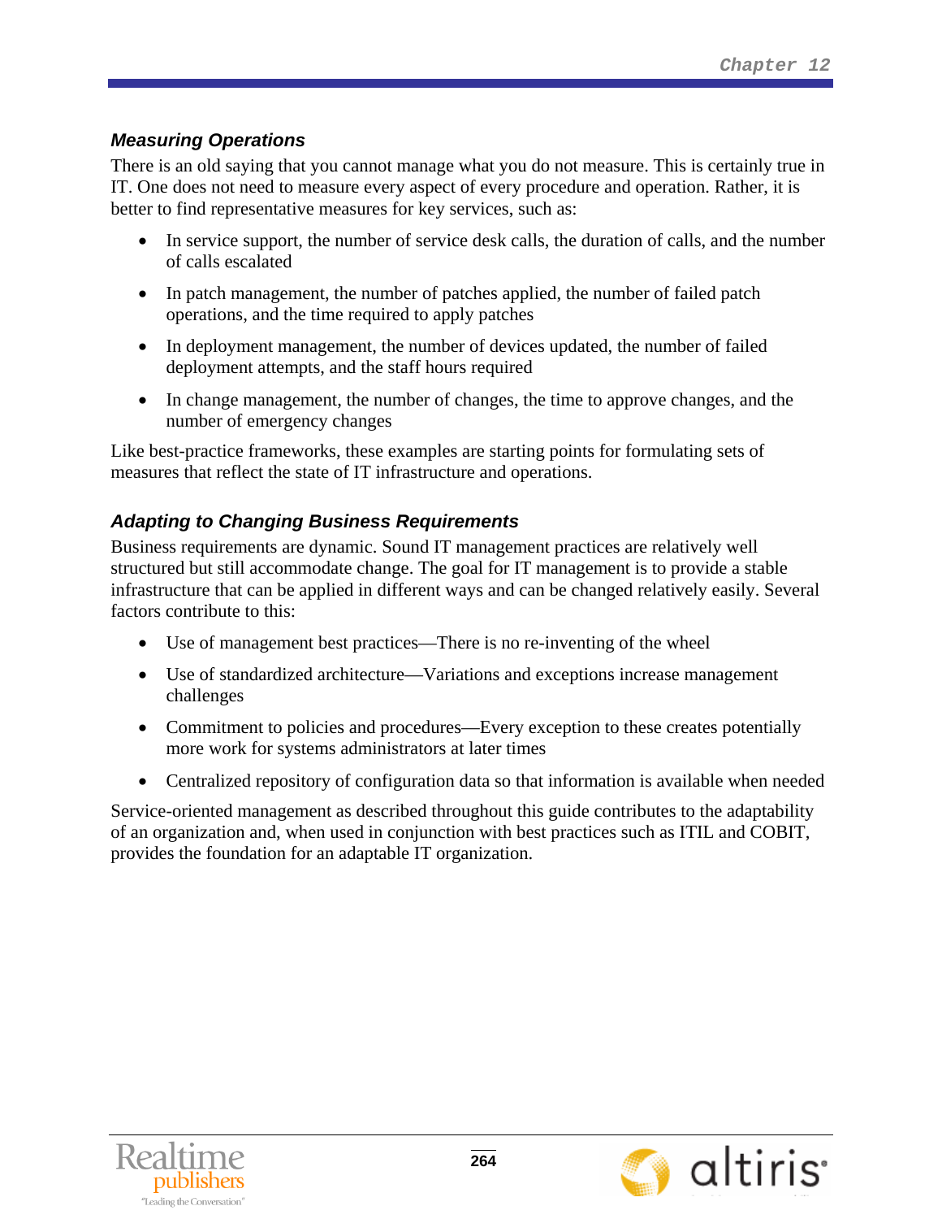### *Measuring Operations*

There is an old saying that you cannot manage what you do not measure. This is certainly true in IT. One does not need to measure every aspect of every procedure and operation. Rather, it is better to find representative measures for key services, such as:

- In service support, the number of service desk calls, the duration of calls, and the number of calls escalated
- In patch management, the number of patches applied, the number of failed patch operations, and the time required to apply patches
- In deployment management, the number of devices updated, the number of failed deployment attempts, and the staff hours required
- In change management, the number of changes, the time to approve changes, and the number of emergency changes

Like best-practice frameworks, these examples are starting points for formulating sets of measures that reflect the state of IT infrastructure and operations.

### *Adapting to Changing Business Requirements*

Business requirements are dynamic. Sound IT management practices are relatively well structured but still accommodate change. The goal for IT management is to provide a stable infrastructure that can be applied in different ways and can be changed relatively easily. Several factors contribute to this:

- Use of management best practices—There is no re-inventing of the wheel
- Use of standardized architecture—Variations and exceptions increase management challenges
- Commitment to policies and procedures—Every exception to these creates potentially more work for systems administrators at later times
- Centralized repository of configuration data so that information is available when needed

Service-oriented management as described throughout this guide contributes to the adaptability of an organization and, when used in conjunction with best practices such as ITIL and COBIT, provides the foundation for an adaptable IT organization.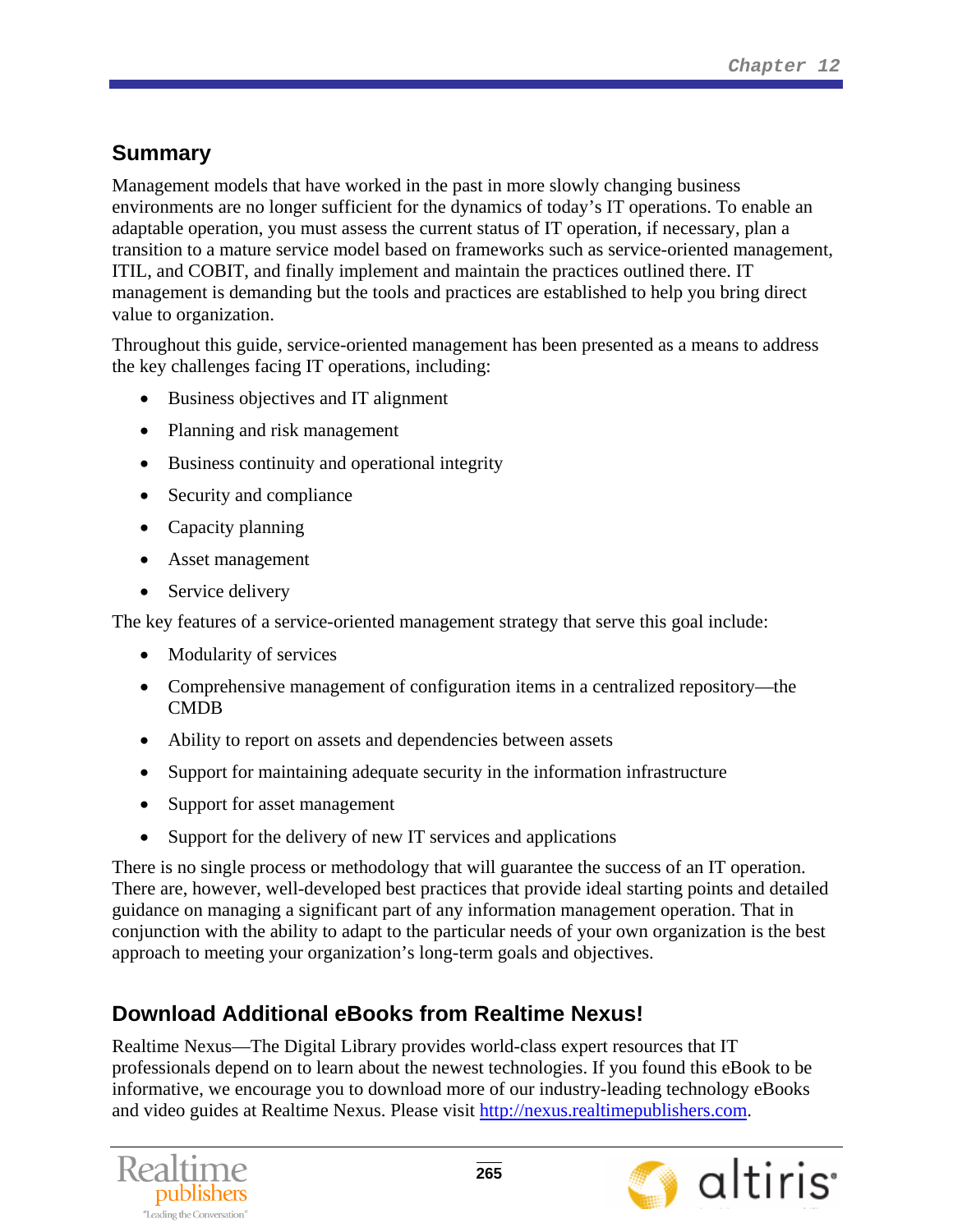## Summary

Management models that have worked in the past in more slowly changing business environments are no longer sufficient for the dynamics of today's IT operations. To enable an adaptable operation, you must assess the current status of IT operation, if necessary, plan a transition to a mature service model based on frameworks such as service-oriented management, ITIL, and COBIT, and finally implement and maintain the practices outlined there. IT management is demanding but the tools and practices are established to help you bring direct value to organization.

Throughout this guide, service-oriented management has been presented as a means to address the key challenges facing IT operations, including:

- Business objectives and IT alignment
- Planning and risk management
- Business continuity and operational integrity
- Security and compliance
- Capacity planning
- Asset management
- Service delivery

The key features of a service-oriented management strategy that serve this goal include:

- Modularity of services
- Comprehensive management of configuration items in a centralized repository—the CMDB
- Ability to report on assets and dependencies between assets
- Support for maintaining adequate security in the information infrastructure
- Support for asset management
- Support for the delivery of new IT services and applications

There is no single process or methodology that will guarantee the success of an IT operation. There are, however, well-developed best practices that provide ideal starting points and detailed guidance on managing a significant part of any information management operation. That in conjunction with the ability to adapt to the particular needs of your own organization is the best approach to meeting your organization's long-term goals and objectives.

## Download Additional eBooks from Realtime Nexus!

Realtime Nexus—The Digital Library provides world-class expert resources that IT professionals depend on to learn about the newest technologies. If you found this eBook to be informative, we encourage you to download more of our industry-leading technology eBooks and video guides at Realtime Nexus. Please visit http://nexus.realtimepublishers.com.